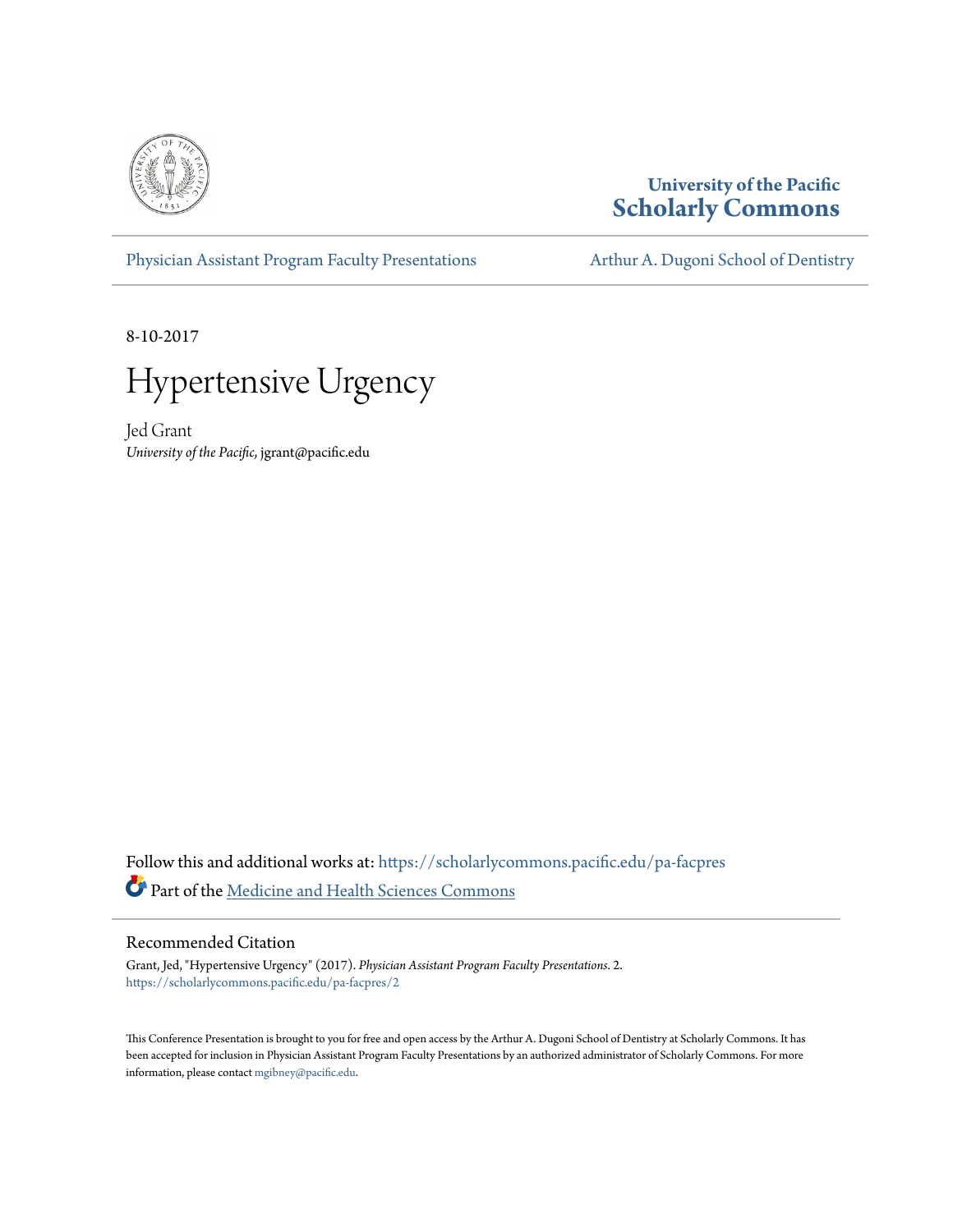University of the Pacific
**Scholarly Commons**

Physician Assistant Program Faculty Presentations | Arthur A. Dugoni School of Dentistry

8-10-2017

# Hypertensive Urgency

Jed Grant
*University of the Pacific*, jgrant@pacific.edu

Follow this and additional works at: https://scholarlycommons.pacific.edu/pa-facpres

Part of the Medicine and Health Sciences Commons

## Recommended Citation

Grant, Jed, "Hypertensive Urgency" (2017). *Physician Assistant Program Faculty Presentations*. 2.
https://scholarlycommons.pacific.edu/pa-facpres/2

This Conference Presentation is brought to you for free and open access by the Arthur A. Dugoni School of Dentistry at Scholarly Commons. It has been accepted for inclusion in Physician Assistant Program Faculty Presentations by an authorized administrator of Scholarly Commons. For more information, please contact mgibney@pacific.edu.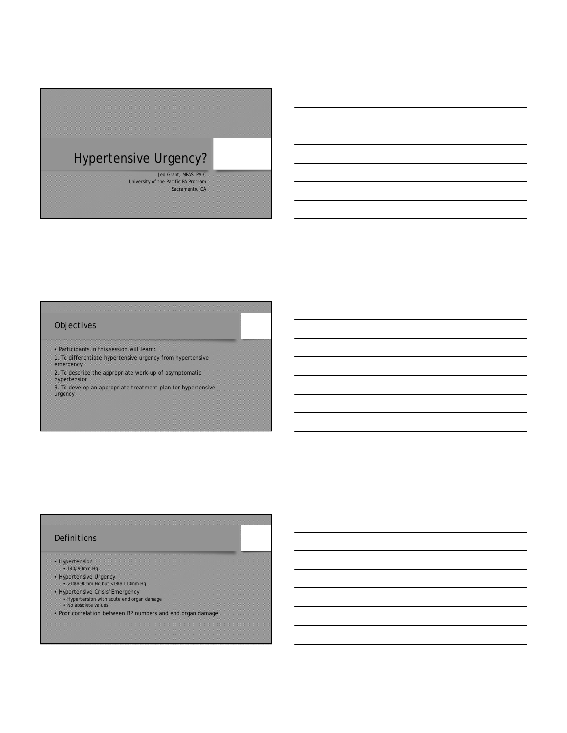# Hypertensive Urgency?

Jed Grant, MPAS, PA-C
University of the Pacific PA Program
Sacramento, CA

## Objectives

- Participants in this session will learn:
1. To differentiate hypertensive urgency from hypertensive emergency
2. To describe the appropriate work-up of asymptomatic hypertension
3. To develop an appropriate treatment plan for hypertensive urgency

## Definitions

- Hypertension
  - 140/90mm Hg
- Hypertensive Urgency
  - >140/90mm Hg but <180/110mm Hg
- Hypertensive Crisis/Emergency
  - Hypertension with acute end organ damage
  - No absolute values
- Poor correlation between BP numbers and end organ damage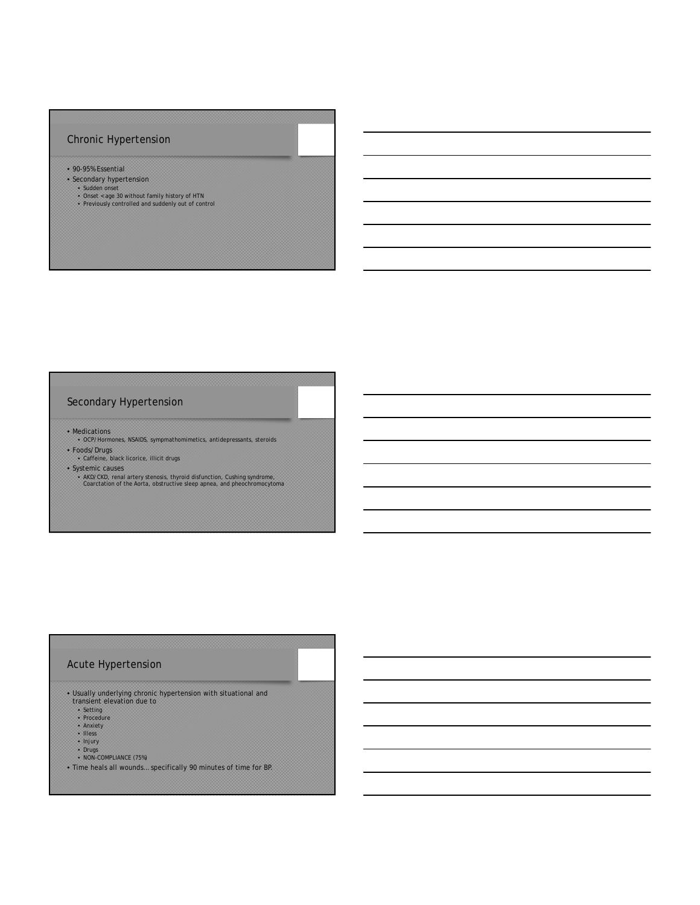## Chronic Hypertension

- 90-95% Essential
- Secondary hypertension
  - Sudden onset
  - Onset <age 30 without family history of HTN
  - Previously controlled and suddenly out of control

## Secondary Hypertension

- Medications
  - OCP/Hormones, NSAIDS, sympmathomimetics, antidepressants, steroids
- Foods/Drugs
  - Caffeine, black licorice, illicit drugs
- Systemic causes
  - AKD/CKD, renal artery stenosis, thyroid disfunction, Cushing syndrome, Coarctation of the Aorta, obstructive sleep apnea, and pheochromocytoma

## Acute Hypertension

- Usually underlying chronic hypertension with situational and transient elevation due to
  - Setting
  - Procedure
  - Anxiety
  - Illess
  - Injury
  - Drugs
  - NON-COMPLIANCE (75%)
- Time heals all wounds… specifically 90 minutes of time for BP.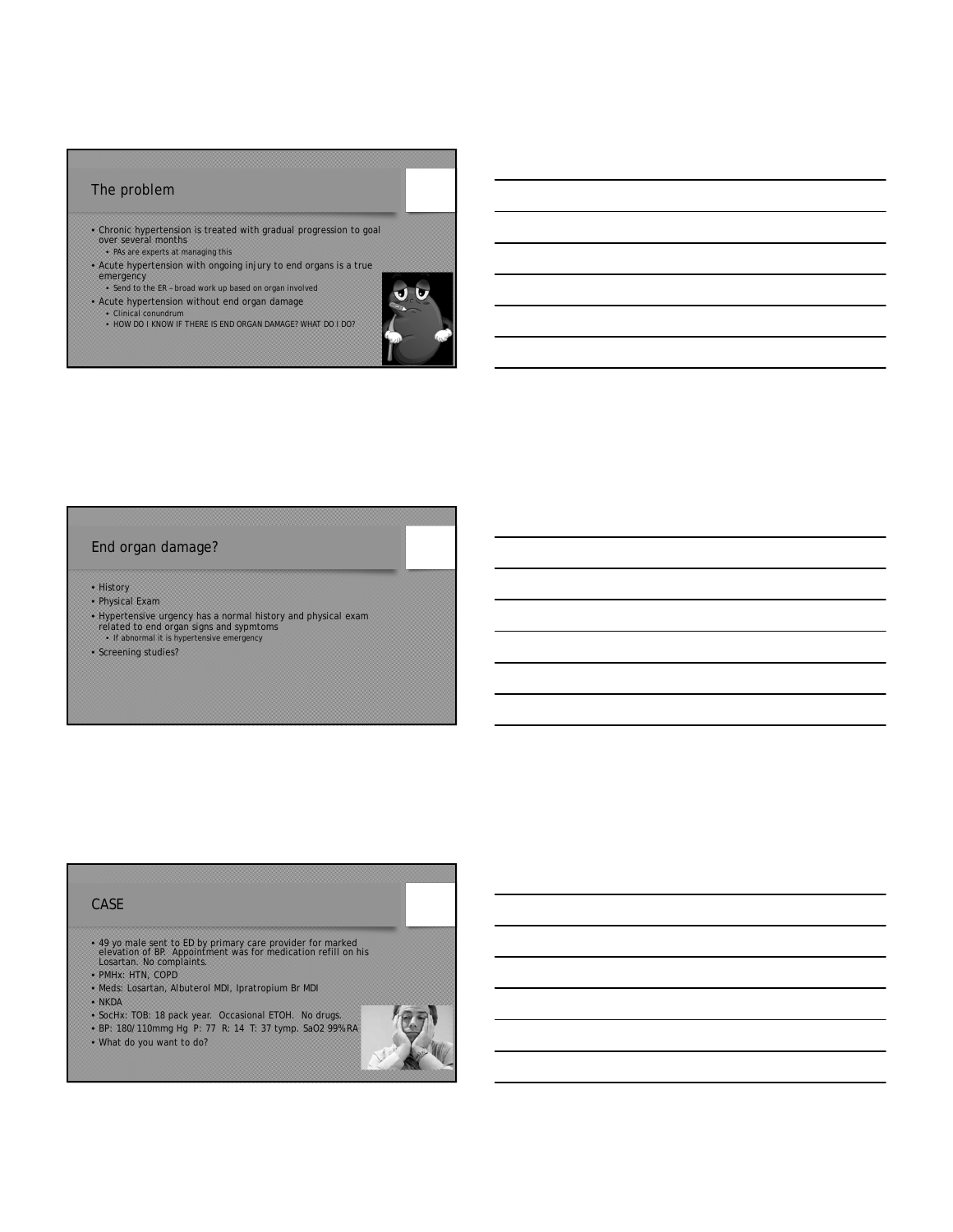## The problem

- Chronic hypertension is treated with gradual progression to goal over several months
  - PAs are experts at managing this
- Acute hypertension with ongoing injury to end organs is a true emergency
  - Send to the ER – broad work up based on organ involved
- Acute hypertension without end organ damage
  - Clinical conundrum
  - HOW DO I KNOW IF THERE IS END ORGAN DAMAGE? WHAT DO I DO?

## End organ damage?

- History
- Physical Exam
- Hypertensive urgency has a normal history and physical exam related to end organ signs and sypmtoms
  - If abnormal it is hypertensive emergency
- Screening studies?

## CASE

- 49 yo male sent to ED by primary care provider for marked elevation of BP. Appointment was for medication refill on his Losartan. No complaints.
- PMHx: HTN, COPD
- Meds: Losartan, Albuterol MDI, Ipratropium Br MDI
- NKDA
- SocHx: TOB: 18 pack year. Occasional ETOH. No drugs.
- BP: 180/110mmg Hg P: 77 R: 14 T: 37 tymp. SaO2 99% RA
- What do you want to do?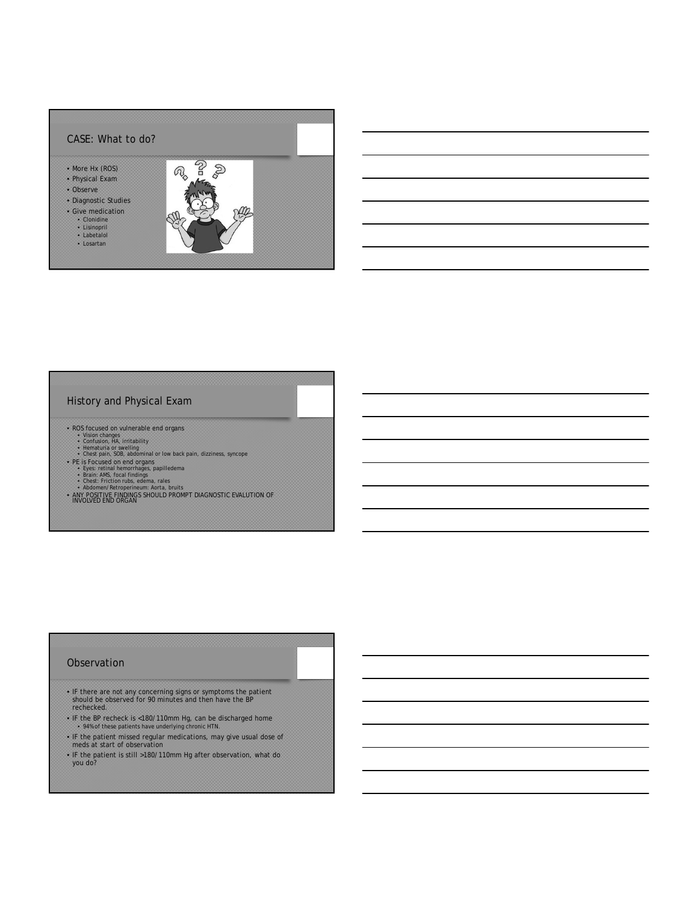## CASE: What to do?

- More Hx (ROS)
- Physical Exam
- Observe
- Diagnostic Studies
- Give medication
  - Clonidine
  - Lisinopril
  - Labetalol
  - Losartan

## History and Physical Exam

- ROS focused on vulnerable end organs
  - Vision changes
  - Confusion, HA, irritability
  - Hematuria or swelling
  - Chest pain, SOB, abdominal or low back pain, dizziness, syncope
- PE is Focused on end organs
  - Eyes: retinal hemorrhages, papilledema
  - Brain: AMS, focal findings
  - Chest: Friction rubs, edema, rales
  - Abdomen/Retroperineum: Aorta, bruits
- ANY POSITIVE FINDINGS SHOULD PROMPT DIAGNOSTIC EVALUTION OF INVOLVED END ORGAN

## Observation

- IF there are not any concerning signs or symptoms the patient should be observed for 90 minutes and then have the BP rechecked.
- IF the BP recheck is <180/110mm Hg, can be discharged home
  - 94% of these patients have underlying chronic HTN.
- IF the patient missed regular medications, may give usual dose of meds at start of observation
- IF the patient is still >180/110mm Hg after observation, what do you do?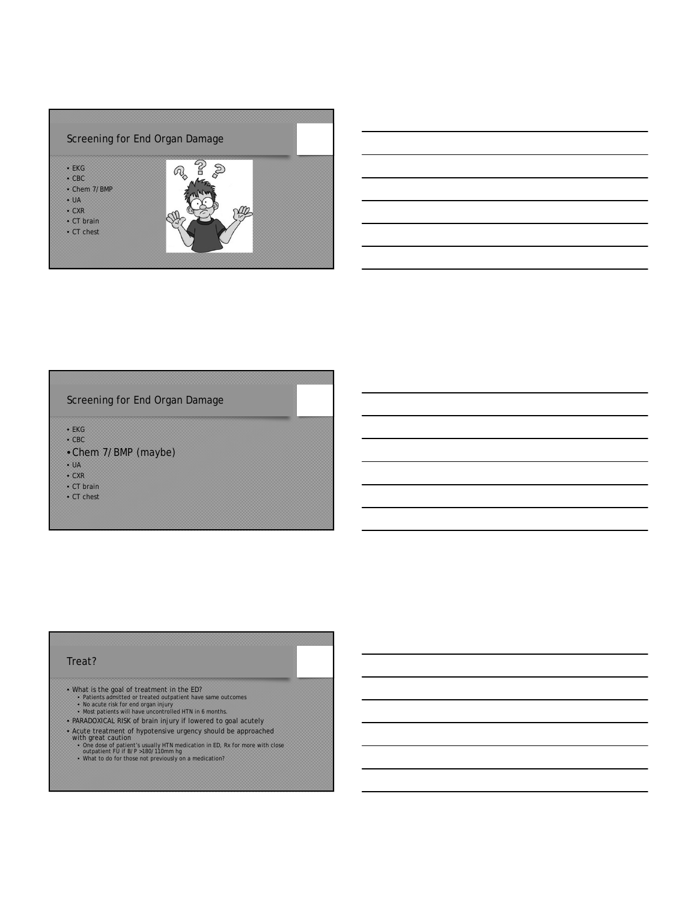## Screening for End Organ Damage

- EKG
- CBC
- Chem 7/BMP
- UA
- CXR
- CT brain
- CT chest

## Screening for End Organ Damage

- EKG
- CBC
- Chem 7/BMP (maybe)
- UA
- CXR
- CT brain
- CT chest

## Treat?

- What is the goal of treatment in the ED?
  - Patients admitted or treated outpatient have same outcomes
  - No acute risk for end organ injury
  - Most patients will have uncontrolled HTN in 6 months.
- PARADOXICAL RISK of brain injury if lowered to goal acutely
- Acute treatment of hypotensive urgency should be approached with great caution
  - One dose of patient's usually HTN medication in ED, Rx for more with close outpatient FU if B/P >180/110mm hg
  - What to do for those not previously on a medication?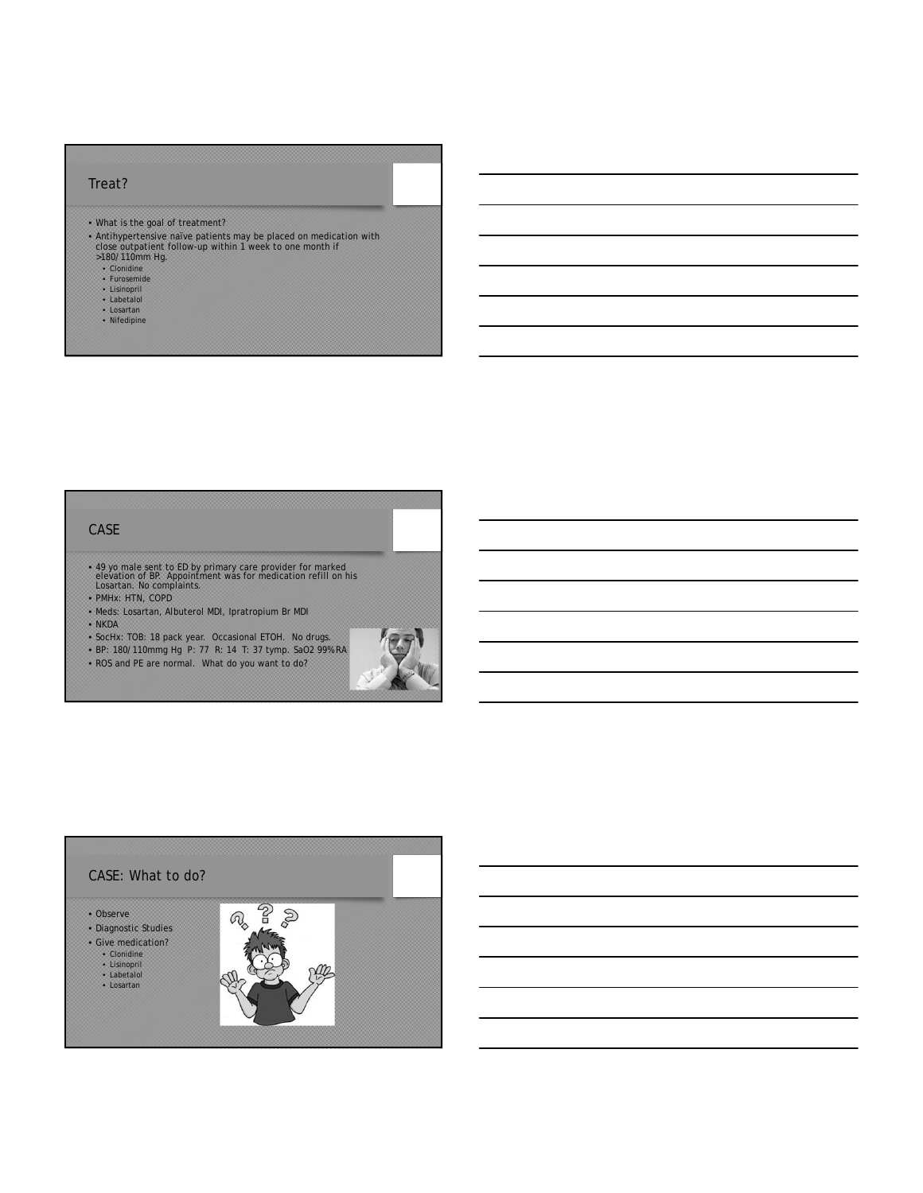## Treat?

- What is the goal of treatment?
- Antihypertensive naïve patients may be placed on medication with close outpatient follow-up within 1 week to one month if >180/110mm Hg.
  - Clonidine
  - Furosemide
  - Lisinopril
  - Labetalol
  - Losartan
  - Nifedipine

## CASE

- 49 yo male sent to ED by primary care provider for marked elevation of BP. Appointment was for medication refill on his Losartan. No complaints.
- PMHx: HTN, COPD
- Meds: Losartan, Albuterol MDI, Ipratropium Br MDI
- NKDA
- SocHx: TOB: 18 pack year. Occasional ETOH. No drugs.
- BP: 180/110mmg Hg P: 77 R: 14 T: 37 tymp. SaO2 99% RA
- ROS and PE are normal. What do you want to do?

## CASE: What to do?

- Observe
- Diagnostic Studies
- Give medication?
  - Clonidine
  - Lisinopril
  - Labetalol
  - Losartan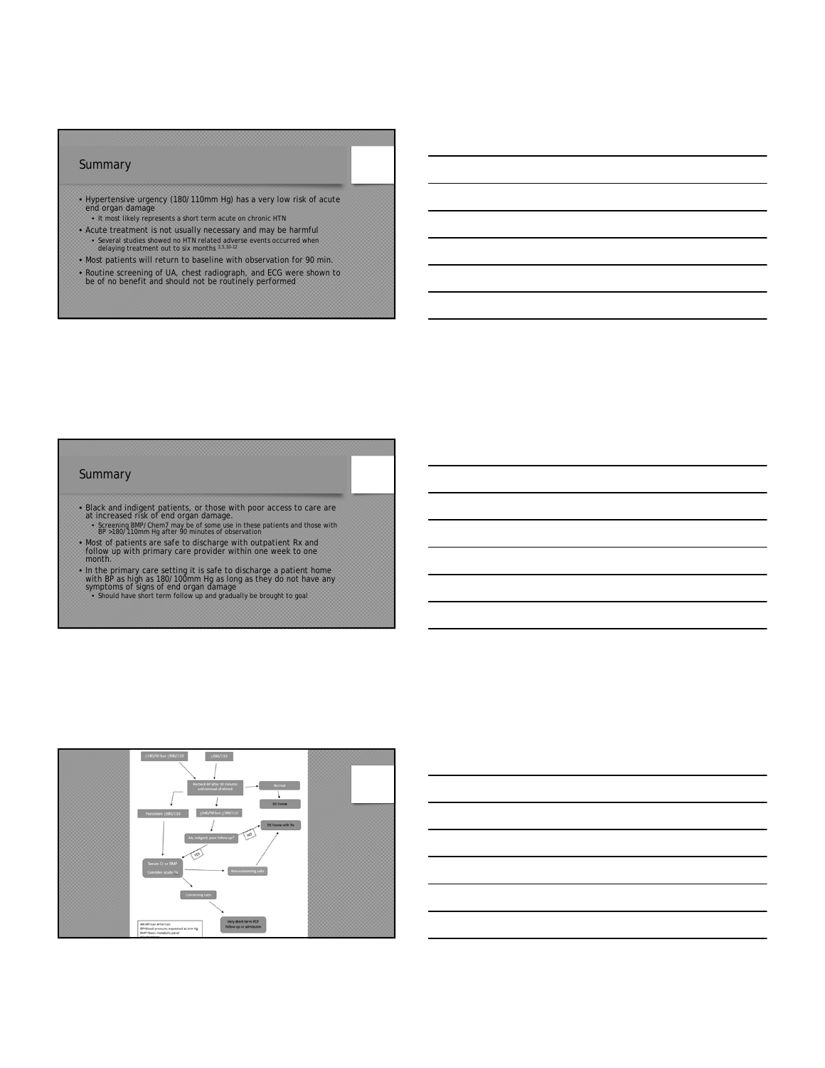## Summary

- Hypertensive urgency (180/110mm Hg) has a very low risk of acute end organ damage
  - It most likely represents a short term acute on chronic HTN
- Acute treatment is not usually necessary and may be harmful
  - Several studies showed no HTN related adverse events occurred when delaying treatment out to six months [3,5,10-12]
- Most patients will return to baseline with observation for 90 min.
- Routine screening of UA, chest radiograph, and ECG were shown to be of no benefit and should not be routinely performed

## Summary

- Black and indigent patients, or those with poor access to care are at increased risk of end organ damage.
  - Screening BMP/Chem7 may be of some use in these patients and those with BP >180/110mm Hg after 90 minutes of observation
- Most of patients are safe to discharge with outpatient Rx and follow up with primary care provider within one week to one month.
- In the primary care setting it is safe to discharge a patient home with BP as high as 180/100mm Hg as long as they do not have any symptoms of signs of end organ damage
  - Should have short term follow up and gradually be brought to goal

≥140/90 but ≤180/110

≥180/110

Recheck BP after 90 minutes and removal of stimuli

Normal

DC home

Persistent ≥180/110

≥140/90 but ≤180/110

AA, indigent, poor follow-up?

NO

DC home with Rx

YES

Serum Cr or BMP

Consider acute Tx

Non-concerning labs

Concerning Labs

Very short term PCP follow up or admission

AA=African American
BP=blood pressure; expressed as mm Hg
BMP=basic metabolic panel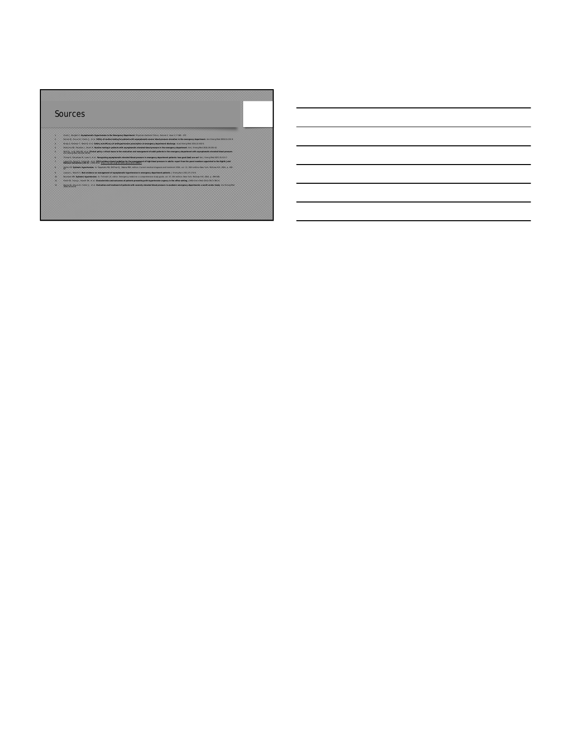## Sources